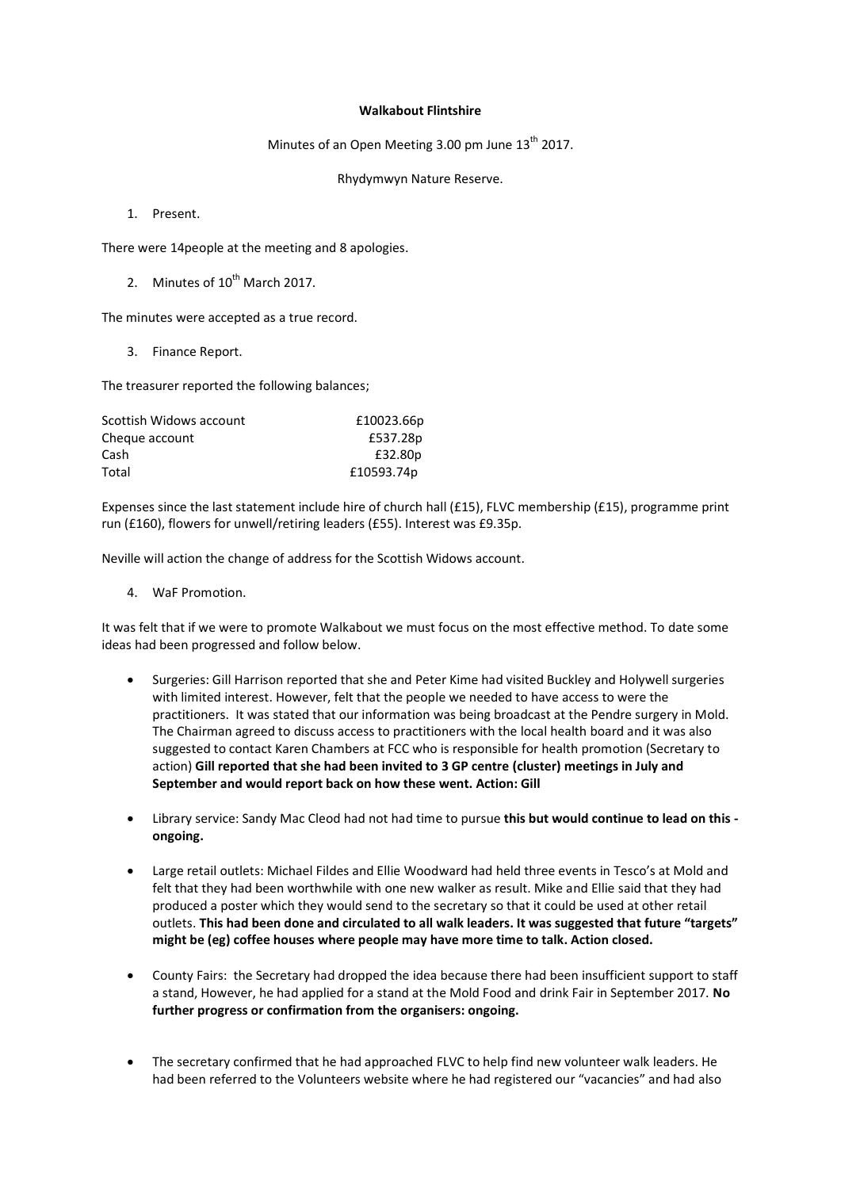**Walkabout Flintshire**

Minutes of an Open Meeting 3.00 pm June 13th 2017.

Rhydymwyn Nature Reserve.

1. Present.

There were 14people at the meeting and 8 apologies.

2. Minutes of 10th March 2017.

The minutes were accepted as a true record.

3. Finance Report.

The treasurer reported the following balances;

| | |
|---|---|
| Scottish Widows account | £10023.66p |
| Cheque account | £537.28p |
| Cash | £32.80p |
| Total | £10593.74p |

Expenses since the last statement include hire of church hall (£15), FLVC membership (£15), programme print run (£160), flowers for unwell/retiring leaders (£55). Interest was £9.35p.

Neville will action the change of address for the Scottish Widows account.

4. WaF Promotion.

It was felt that if we were to promote Walkabout we must focus on the most effective method. To date some ideas had been progressed and follow below.

- Surgeries: Gill Harrison reported that she and Peter Kime had visited Buckley and Holywell surgeries with limited interest. However, felt that the people we needed to have access to were the practitioners. It was stated that our information was being broadcast at the Pendre surgery in Mold. The Chairman agreed to discuss access to practitioners with the local health board and it was also suggested to contact Karen Chambers at FCC who is responsible for health promotion (Secretary to action) **Gill reported that she had been invited to 3 GP centre (cluster) meetings in July and September and would report back on how these went. Action: Gill**

- Library service: Sandy Mac Cleod had not had time to pursue **this but would continue to lead on this - ongoing.**

- Large retail outlets: Michael Fildes and Ellie Woodward had held three events in Tesco's at Mold and felt that they had been worthwhile with one new walker as result. Mike and Ellie said that they had produced a poster which they would send to the secretary so that it could be used at other retail outlets. **This had been done and circulated to all walk leaders. It was suggested that future "targets" might be (eg) coffee houses where people may have more time to talk. Action closed.**

- County Fairs: the Secretary had dropped the idea because there had been insufficient support to staff a stand, However, he had applied for a stand at the Mold Food and drink Fair in September 2017. **No further progress or confirmation from the organisers: ongoing.**

- The secretary confirmed that he had approached FLVC to help find new volunteer walk leaders. He had been referred to the Volunteers website where he had registered our "vacancies" and had also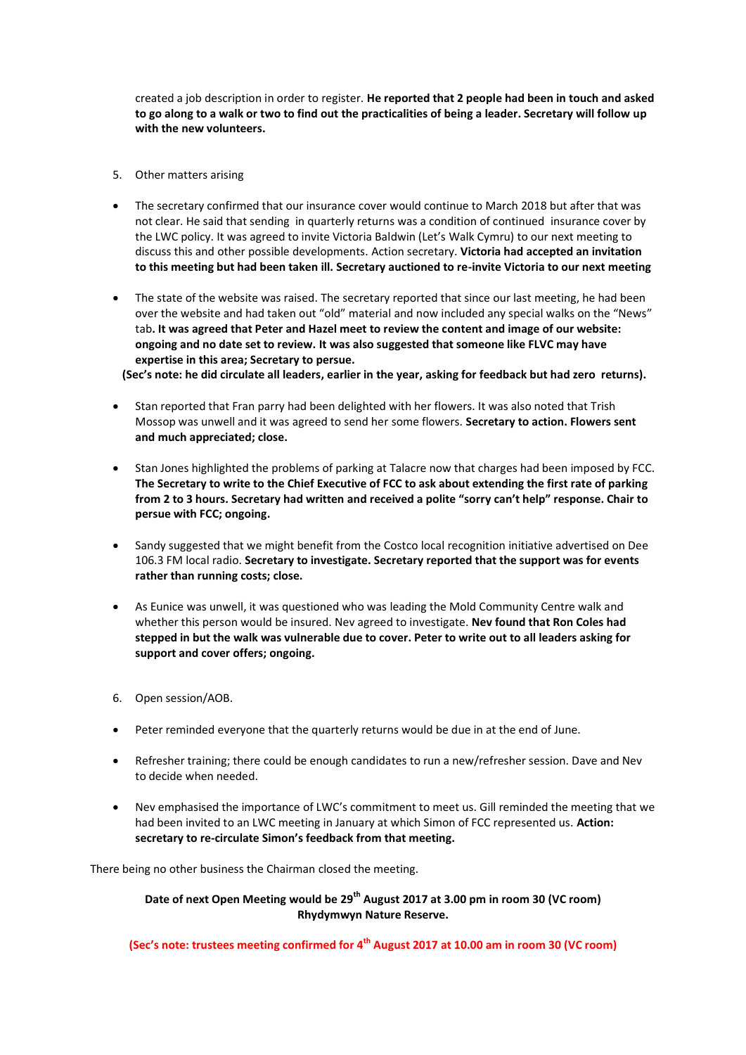created a job description in order to register. **He reported that 2 people had been in touch and asked to go along to a walk or two to find out the practicalities of being a leader. Secretary will follow up with the new volunteers.**

5. Other matters arising

- The secretary confirmed that our insurance cover would continue to March 2018 but after that was not clear. He said that sending in quarterly returns was a condition of continued insurance cover by the LWC policy. It was agreed to invite Victoria Baldwin (Let's Walk Cymru) to our next meeting to discuss this and other possible developments. Action secretary. **Victoria had accepted an invitation to this meeting but had been taken ill. Secretary auctioned to re-invite Victoria to our next meeting**

- The state of the website was raised. The secretary reported that since our last meeting, he had been over the website and had taken out "old" material and now included any special walks on the "News" tab**. It was agreed that Peter and Hazel meet to review the content and image of our website: ongoing and no date set to review. It was also suggested that someone like FLVC may have expertise in this area; Secretary to persue.**

  **(Sec's note: he did circulate all leaders, earlier in the year, asking for feedback but had zero returns).**

- Stan reported that Fran parry had been delighted with her flowers. It was also noted that Trish Mossop was unwell and it was agreed to send her some flowers. **Secretary to action. Flowers sent and much appreciated; close.**

- Stan Jones highlighted the problems of parking at Talacre now that charges had been imposed by FCC. **The Secretary to write to the Chief Executive of FCC to ask about extending the first rate of parking from 2 to 3 hours. Secretary had written and received a polite "sorry can't help" response. Chair to persue with FCC; ongoing.**

- Sandy suggested that we might benefit from the Costco local recognition initiative advertised on Dee 106.3 FM local radio. **Secretary to investigate. Secretary reported that the support was for events rather than running costs; close.**

- As Eunice was unwell, it was questioned who was leading the Mold Community Centre walk and whether this person would be insured. Nev agreed to investigate. **Nev found that Ron Coles had stepped in but the walk was vulnerable due to cover. Peter to write out to all leaders asking for support and cover offers; ongoing.**

6. Open session/AOB.

- Peter reminded everyone that the quarterly returns would be due in at the end of June.

- Refresher training; there could be enough candidates to run a new/refresher session. Dave and Nev to decide when needed.

- Nev emphasised the importance of LWC's commitment to meet us. Gill reminded the meeting that we had been invited to an LWC meeting in January at which Simon of FCC represented us. **Action: secretary to re-circulate Simon's feedback from that meeting.**

There being no other business the Chairman closed the meeting.

**Date of next Open Meeting would be 29th August 2017 at 3.00 pm in room 30 (VC room) Rhydymwyn Nature Reserve.**

**(Sec's note: trustees meeting confirmed for 4th August 2017 at 10.00 am in room 30 (VC room)**